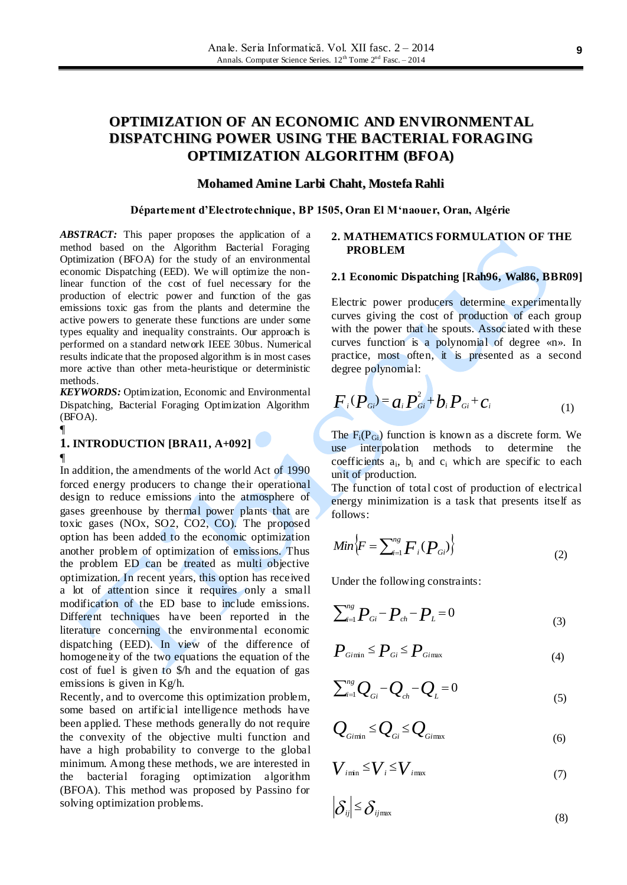# OPTIMIZATION OF AN ECONOMIC AND ENVIRONMENTAL DISPATCHING POWER USING THE BACTERIAL FORAGING OPTIMIZATION ALGORITHM (BFOA)

**Mohamed Amine Larbi Chaht, Mostefa Rahli**

**Département d'Electrotechnique, BP 1505, Oran El M'naouer, Oran, Algérie**

***ABSTRACT:*** This paper proposes the application of a method based on the Algorithm Bacterial Foraging Optimization (BFOA) for the study of an environmental economic Dispatching (EED). We will optimize the non-linear function of the cost of fuel necessary for the production of electric power and function of the gas emissions toxic gas from the plants and determine the active powers to generate these functions are under some types equality and inequality constraints. Our approach is performed on a standard network IEEE 30bus. Numerical results indicate that the proposed algorithm is in most cases more active than other meta-heuristique or deterministic methods.

***KEYWORDS:*** Optimization, Economic and Environmental Dispatching, Bacterial Foraging Optimization Algorithm (BFOA).

## 1. INTRODUCTION [BRA11, A+092]

In addition, the amendments of the world Act of 1990 forced energy producers to change their operational design to reduce emissions into the atmosphere of gases greenhouse by thermal power plants that are toxic gases (NOx, SO2, CO2, CO). The proposed option has been added to the economic optimization another problem of optimization of emissions. Thus the problem ED can be treated as multi objective optimization. In recent years, this option has received a lot of attention since it requires only a small modification of the ED base to include emissions. Different techniques have been reported in the literature concerning the environmental economic dispatching (EED). In view of the difference of homogeneity of the two equations the equation of the cost of fuel is given to \$/h and the equation of gas emissions is given in Kg/h.

Recently, and to overcome this optimization problem, some based on artificial intelligence methods have been applied. These methods generally do not require the convexity of the objective multi function and have a high probability to converge to the global minimum. Among these methods, we are interested in the bacterial foraging optimization algorithm (BFOA). This method was proposed by Passino for solving optimization problems.

## 2. MATHEMATICS FORMULATION OF THE PROBLEM

### 2.1 Economic Dispatching [Rah96, Wal86, BBR09]

Electric power producers determine experimentally curves giving the cost of production of each group with the power that he spouts. Associated with these curves function is a polynomial of degree «n». In practice, most often, it is presented as a second degree polynomial:

$$F_i(P_{Gi}) = a_i P_{Gi}^2 + b_i P_{Gi} + c_i \quad (1)$$

The $F_i(P_{Gi})$ function is known as a discrete form. We use interpolation methods to determine the coefficients $a_i$, $b_i$ and $c_i$ which are specific to each unit of production.

The function of total cost of production of electrical energy minimization is a task that presents itself as follows:

$$Min\left\{F = \sum_{i=1}^{ng} F_i(P_{Gi})\right\} \quad (2)$$

Under the following constraints:

$$\sum_{i=1}^{ng} P_{Gi} - P_{ch} - P_L = 0 \quad (3)$$

$$P_{Gi\min} \leq P_{Gi} \leq P_{Gi\max} \quad (4)$$

$$\sum_{i=1}^{ng} Q_{Gi} - Q_{ch} - Q_L = 0 \quad (5)$$

$$Q_{Gi\min} \leq Q_{Gi} \leq Q_{Gi\max} \quad (6)$$

$$V_{i\min} \leq V_i \leq V_{i\max} \quad (7)$$

$$\left|\delta_{ij}\right| \leq \delta_{ij\max} \quad (8)$$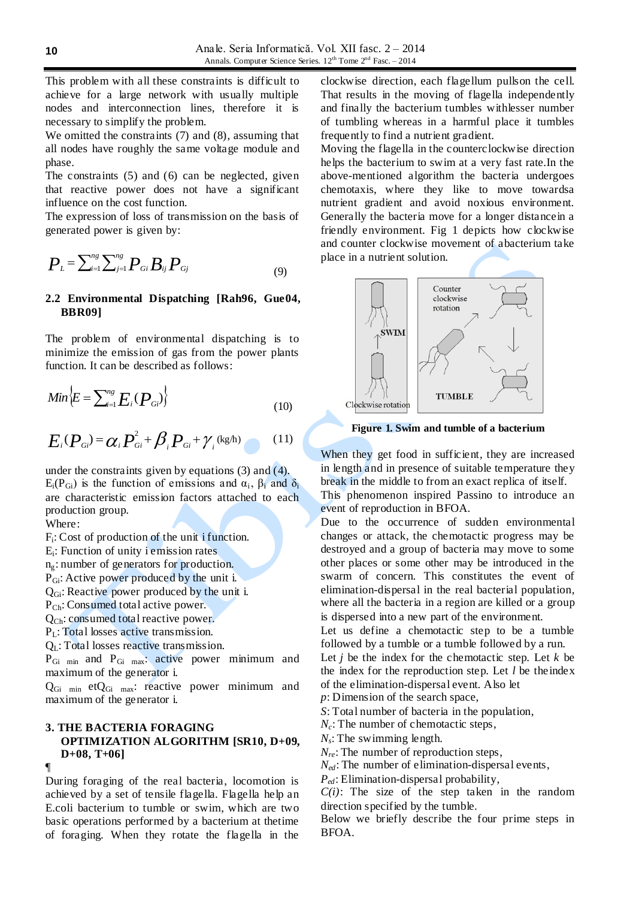This problem with all these constraints is difficult to achieve for a large network with usually multiple nodes and interconnection lines, therefore it is necessary to simplify the problem.

We omitted the constraints (7) and (8), assuming that all nodes have roughly the same voltage module and phase.

The constraints (5) and (6) can be neglected, given that reactive power does not have a significant influence on the cost function.

The expression of loss of transmission on the basis of generated power is given by:

$$P_L = \sum_{i=1}^{ng} \sum_{j=1}^{ng} P_{Gi} B_{ij} P_{Gj} \quad (9)$$

## 2.2 Environmental Dispatching [Rah96, Gue04, BBR09]

The problem of environmental dispatching is to minimize the emission of gas from the power plants function. It can be described as follows:

$$Min \left\{ E = \sum_{i=1}^{ng} E_i (P_{Gi}) \right\} \quad (10)$$

$$E_i (P_{Gi}) = \alpha_i P_{Gi}^2 + \beta_i P_{Gi} + \gamma_i \text{ (kg/h)} \quad (11)$$

under the constraints given by equations (3) and (4).

$E_i(P_{Gi})$ is the function of emissions and $\alpha_i$, $\beta_i$ and $\delta_i$ are characteristic emission factors attached to each production group.

Where:

$F_i$: Cost of production of the unit i function.

$E_i$: Function of unity i emission rates

$n_g$: number of generators for production.

$P_{Gi}$: Active power produced by the unit i.

$Q_{Gi}$: Reactive power produced by the unit i.

$P_{Ch}$: Consumed total active power.

$Q_{Ch}$: consumed total reactive power.

$P_L$: Total losses active transmission.

$Q_L$: Total losses reactive transmission.

$P_{Gi\ min}$ and $P_{Gi\ max}$: active power minimum and maximum of the generator i.

$Q_{Gi\ min}$ et$Q_{Gi\ max}$: reactive power minimum and maximum of the generator i.

## 3. THE BACTERIA FORAGING OPTIMIZATION ALGORITHM [SR10, D+09, D+08, T+06]

¶

During foraging of the real bacteria, locomotion is achieved by a set of tensile flagella. Flagella help an E.coli bacterium to tumble or swim, which are two basic operations performed by a bacterium at thetime of foraging. When they rotate the flagella in the clockwise direction, each flagellum pullson the cell. That results in the moving of flagella independently and finally the bacterium tumbles withlesser number of tumbling whereas in a harmful place it tumbles frequently to find a nutrient gradient.

Moving the flagella in the counterclockwise direction helps the bacterium to swim at a very fast rate.In the above-mentioned algorithm the bacteria undergoes chemotaxis, where they like to move towardsa nutrient gradient and avoid noxious environment. Generally the bacteria move for a longer distancein a friendly environment. Fig 1 depicts how clockwise and counter clockwise movement of abacterium take place in a nutrient solution.

**Figure 1. Swim and tumble of a bacterium**

When they get food in sufficient, they are increased in length and in presence of suitable temperature they break in the middle to from an exact replica of itself.

This phenomenon inspired Passino to introduce an event of reproduction in BFOA.

Due to the occurrence of sudden environmental changes or attack, the chemotactic progress may be destroyed and a group of bacteria may move to some other places or some other may be introduced in the swarm of concern. This constitutes the event of elimination-dispersal in the real bacterial population, where all the bacteria in a region are killed or a group is dispersed into a new part of the environment.

Let us define a chemotactic step to be a tumble followed by a tumble or a tumble followed by a run.

Let $j$ be the index for the chemotactic step. Let $k$ be the index for the reproduction step. Let $l$ be theindex of the elimination-dispersal event. Also let

$p$: Dimension of the search space,

$S$: Total number of bacteria in the population,

$N_c$: The number of chemotactic steps,

$N_s$: The swimming length.

$N_{re}$: The number of reproduction steps,

$N_{ed}$: The number of elimination-dispersal events,

$P_{ed}$: Elimination-dispersal probability,

$C(i)$: The size of the step taken in the random direction specified by the tumble.

Below we briefly describe the four prime steps in BFOA.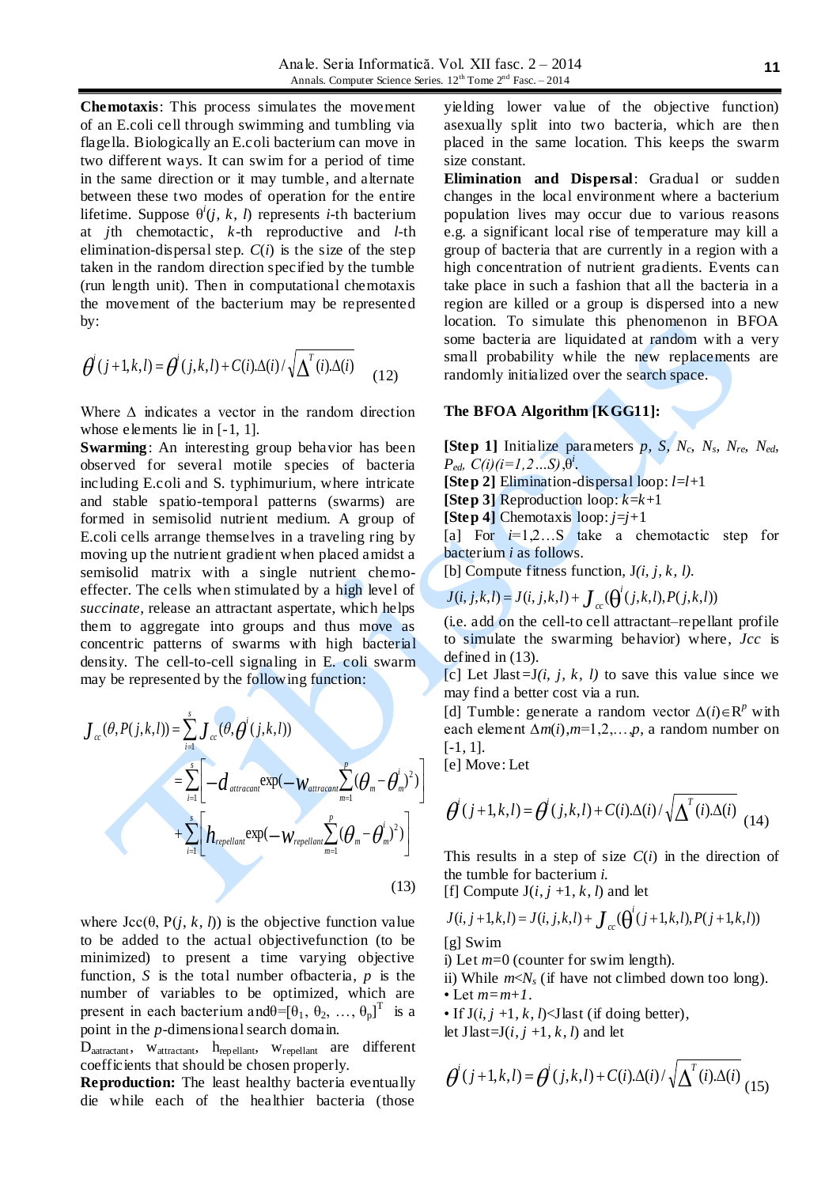**Chemotaxis**: This process simulates the movement of an E.coli cell through swimming and tumbling via flagella. Biologically an E.coli bacterium can move in two different ways. It can swim for a period of time in the same direction or it may tumble, and alternate between these two modes of operation for the entire lifetime. Suppose $\theta^i(j, k, l)$ represents $i$-th bacterium at $j$th chemotactic, $k$-th reproductive and $l$-th elimination-dispersal step. $C(i)$ is the size of the step taken in the random direction specified by the tumble (run length unit). Then in computational chemotaxis the movement of the bacterium may be represented by:

$$\theta^i(j+1,k,l) = \theta^i(j,k,l) + C(i).\Delta(i)/\sqrt{\Delta^T(i).\Delta(i)} \qquad (12)$$

Where $\Delta$ indicates a vector in the random direction whose elements lie in [-1, 1].

**Swarming**: An interesting group behavior has been observed for several motile species of bacteria including E.coli and S. typhimurium, where intricate and stable spatio-temporal patterns (swarms) are formed in semisolid nutrient medium. A group of E.coli cells arrange themselves in a traveling ring by moving up the nutrient gradient when placed amidst a semisolid matrix with a single nutrient chemo-effecter. The cells when stimulated by a high level of *succinate*, release an attractant aspertate, which helps them to aggregate into groups and thus move as concentric patterns of swarms with high bacterial density. The cell-to-cell signaling in E. coli swarm may be represented by the following function:

$$\begin{aligned} J_{cc}(\theta, P(j,k,l)) &= \sum_{i=1}^{s} J_{cc}(\theta, \theta^i(j,k,l)) \\ &= \sum_{i=1}^{s}\left[-d_{attracant}\exp\left(-w_{attracant}\sum_{m=1}^{p}(\theta_m-\theta_m^i)^2\right)\right] \\ &+ \sum_{i=1}^{s}\left[h_{repellant}\exp\left(-w_{repellant}\sum_{m=1}^{p}(\theta_m-\theta_m^i)^2\right)\right] \end{aligned} \qquad (13)$$

where $J_{cc}(\theta, P(j, k, l))$ is the objective function value to be added to the actual objectivefunction (to be minimized) to present a time varying objective function, $S$ is the total number ofbacteria, $p$ is the number of variables to be optimized, which are present in each bacterium and$\theta=[\theta_1, \theta_2, \ldots, \theta_p]^T$ is a point in the $p$-dimensional search domain.

$D_{aatractant}$, $w_{attractant}$, $h_{repellant}$, $w_{repellant}$ are different coefficients that should be chosen properly.

**Reproduction:** The least healthy bacteria eventually die while each of the healthier bacteria (those yielding lower value of the objective function) asexually split into two bacteria, which are then placed in the same location. This keeps the swarm size constant.

**Elimination and Dispersal**: Gradual or sudden changes in the local environment where a bacterium population lives may occur due to various reasons e.g. a significant local rise of temperature may kill a group of bacteria that are currently in a region with a high concentration of nutrient gradients. Events can take place in such a fashion that all the bacteria in a region are killed or a group is dispersed into a new location. To simulate this phenomenon in BFOA some bacteria are liquidated at random with a very small probability while the new replacements are randomly initialized over the search space.

**The BFOA Algorithm [KGG11]:**

**[Step 1]** Initialize parameters $p$, $S$, $N_c$, $N_s$, $N_{re}$, $N_{ed}$, $P_{ed}$, $C(i)(i=1,2\ldots S)$, $\theta^i$.
**[Step 2]** Elimination-dispersal loop: $l=l+1$
**[Step 3]** Reproduction loop: $k=k+1$
**[Step 4]** Chemotaxis loop: $j=j+1$

[a] For $i=1,2\ldots S$ take a chemotactic step for bacterium $i$ as follows.

[b] Compute fitness function, $J(i, j, k, l)$.

$$J(i,j,k,l) = J(i,j,k,l) + J_{cc}(\theta^i(j,k,l), P(j,k,l))$$

(i.e. add on the cell-to cell attractant–repellant profile to simulate the swarming behavior) where, $Jcc$ is defined in (13).

[c] Let Jlast=$J(i, j, k, l)$ to save this value since we may find a better cost via a run.

[d] Tumble: generate a random vector $\Delta(i)\in R^p$ with each element $\Delta m(i), m=1,2,\ldots,p$, a random number on [-1, 1].

[e] Move: Let

$$\theta^i(j+1,k,l) = \theta^i(j,k,l) + C(i).\Delta(i)/\sqrt{\Delta^T(i).\Delta(i)} \qquad (14)$$

This results in a step of size $C(i)$ in the direction of the tumble for bacterium $i$.

[f] Compute $J(i, j+1, k, l)$ and let

$$J(i,j+1,k,l) = J(i,j,k,l) + J_{cc}(\theta^i(j+1,k,l), P(j+1,k,l))$$

[g] Swim

i) Let $m=0$ (counter for swim length).

ii) While $m<N_s$ (if have not climbed down too long).

• Let $m=m+1$.

• If $J(i, j+1, k, l)<$Jlast (if doing better),
let Jlast=$J(i, j+1, k, l)$ and let

$$\theta^i(j+1,k,l) = \theta^i(j,k,l) + C(i).\Delta(i)/\sqrt{\Delta^T(i).\Delta(i)} \qquad (15)$$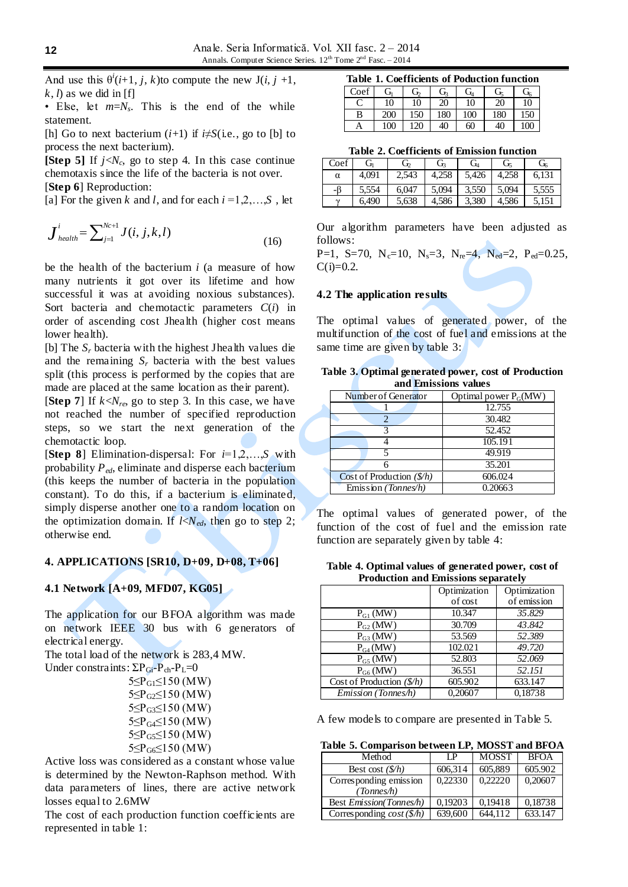And use this $\theta^i(i+1, j, k)$to compute the new J($i$, $j$ +1, $k$, $l$) as we did in [f]

• Else, let $m=N_s$. This is the end of the while statement.

[h] Go to next bacterium ($i$+1) if $i\neq S$(i.e., go to [b] to process the next bacterium).

**[Step 5]** If $j<N_c$, go to step 4. In this case continue chemotaxis since the life of the bacteria is not over.

[**Step 6**] Reproduction:

[a] For the given $k$ and $l$, and for each $i$ =1,2,…,$S$ , let

$$J^i_{health} = \sum_{j=1}^{Nc+1} J(i,j,k,l) \tag{16}$$

be the health of the bacterium $i$ (a measure of how many nutrients it got over its lifetime and how successful it was at avoiding noxious substances). Sort bacteria and chemotactic parameters $C(i)$ in order of ascending cost Jhealth (higher cost means lower health).

[b] The $S_r$ bacteria with the highest Jhealth values die and the remaining $S_r$ bacteria with the best values split (this process is performed by the copies that are made are placed at the same location as their parent).

[**Step 7**] If $k<N_{re}$, go to step 3. In this case, we have not reached the number of specified reproduction steps, so we start the next generation of the chemotactic loop.

[**Step 8**] Elimination-dispersal: For $i$=1,2,…,$S$ with probability $P_{ed}$, eliminate and disperse each bacterium (this keeps the number of bacteria in the population constant). To do this, if a bacterium is eliminated, simply disperse another one to a random location on the optimization domain. If $l<N_{ed}$, then go to step 2; otherwise end.

## 4. APPLICATIONS [SR10, D+09, D+08, T+06]

### 4.1 Network [A+09, MFD07, KG05]

The application for our BFOA algorithm was made on network IEEE 30 bus with 6 generators of electrical energy.

The total load of the network is 283,4 MW.

Under constraints: $\Sigma P_{Gi}-P_{ch}-P_L=0$

$5\leq P_{G1}\leq 150$ (MW)
$5\leq P_{G2}\leq 150$ (MW)
$5\leq P_{G3}\leq 150$ (MW)
$5\leq P_{G4}\leq 150$ (MW)
$5\leq P_{G5}\leq 150$ (MW)
$5\leq P_{G6}\leq 150$ (MW)

Active loss was considered as a constant whose value is determined by the Newton-Raphson method. With data parameters of lines, there are active network losses equal to 2.6MW

The cost of each production function coefficients are represented in table 1:

**Table 1. Coefficients of Poduction function**

| Coef | $G_1$ | $G_2$ | $G_3$ | $G_4$ | $G_5$ | $G_6$ |
|---|---|---|---|---|---|---|
| C | 10 | 10 | 20 | 10 | 20 | 10 |
| B | 200 | 150 | 180 | 100 | 180 | 150 |
| A | 100 | 120 | 40 | 60 | 40 | 100 |

**Table 2. Coefficients of Emission function**

| Coef | $G_1$ | $G_2$ | $G_3$ | $G_4$ | $G_5$ | $G_6$ |
|---|---|---|---|---|---|---|
| α | 4,091 | 2,543 | 4,258 | 5,426 | 4,258 | 6,131 |
| -β | 5,554 | 6,047 | 5,094 | 3,550 | 5,094 | 5,555 |
| γ | 6,490 | 5,638 | 4,586 | 3,380 | 4,586 | 5,151 |

Our algorithm parameters have been adjusted as follows:

P=1, S=70, $N_c$=10, $N_s$=3, $N_{re}$=4, $N_{ed}$=2, $P_{ed}$=0.25, C(i)=0.2.

### 4.2 The application results

The optimal values of generated power, of the multifunction of the cost of fuel and emissions at the same time are given by table 3:

**Table 3. Optimal generated power, cost of Production and Emissions values**

| Number of Generator | Optimal power $P_G$(MW) |
|---|---|
| 1 | 12.755 |
| 2 | 30.482 |
| 3 | 52.452 |
| 4 | 105.191 |
| 5 | 49.919 |
| 6 | 35.201 |
| Cost of Production *($/h)* | 606.024 |
| Emission *(Tonnes/h)* | 0.20663 |

The optimal values of generated power, of the function of the cost of fuel and the emission rate function are separately given by table 4:

**Table 4. Optimal values of generated power, cost of Production and Emissions separately**

| | Optimization of cost | Optimization of emission |
|---|---|---|
| $P_{G1}$ (MW) | 10.347 | *35.829* |
| $P_{G2}$ (MW) | 30.709 | *43.842* |
| $P_{G3}$ (MW) | 53.569 | *52.389* |
| $P_{G4}$ (MW) | 102.021 | *49.720* |
| $P_{G5}$ (MW) | 52.803 | *52.069* |
| $P_{G6}$ (MW) | 36.551 | *52.151* |
| Cost of Production *($/h)* | 605.902 | 633.147 |
| *Emission (Tonnes/h)* | 0,20607 | 0,18738 |

A few models to compare are presented in Table 5.

**Table 5. Comparison between LP, MOSST and BFOA**

| Method | LP | MOSST | BFOA |
|---|---|---|---|
| Best cost *($/h)* | 606,314 | 605,889 | 605.902 |
| Corresponding emission *(Tonnes/h)* | 0,22330 | 0,22220 | 0,20607 |
| Best *Emission(Tonnes/h)* | 0,19203 | 0,19418 | 0,18738 |
| Corresponding *cost ($/h)* | 639,600 | 644,112 | 633.147 |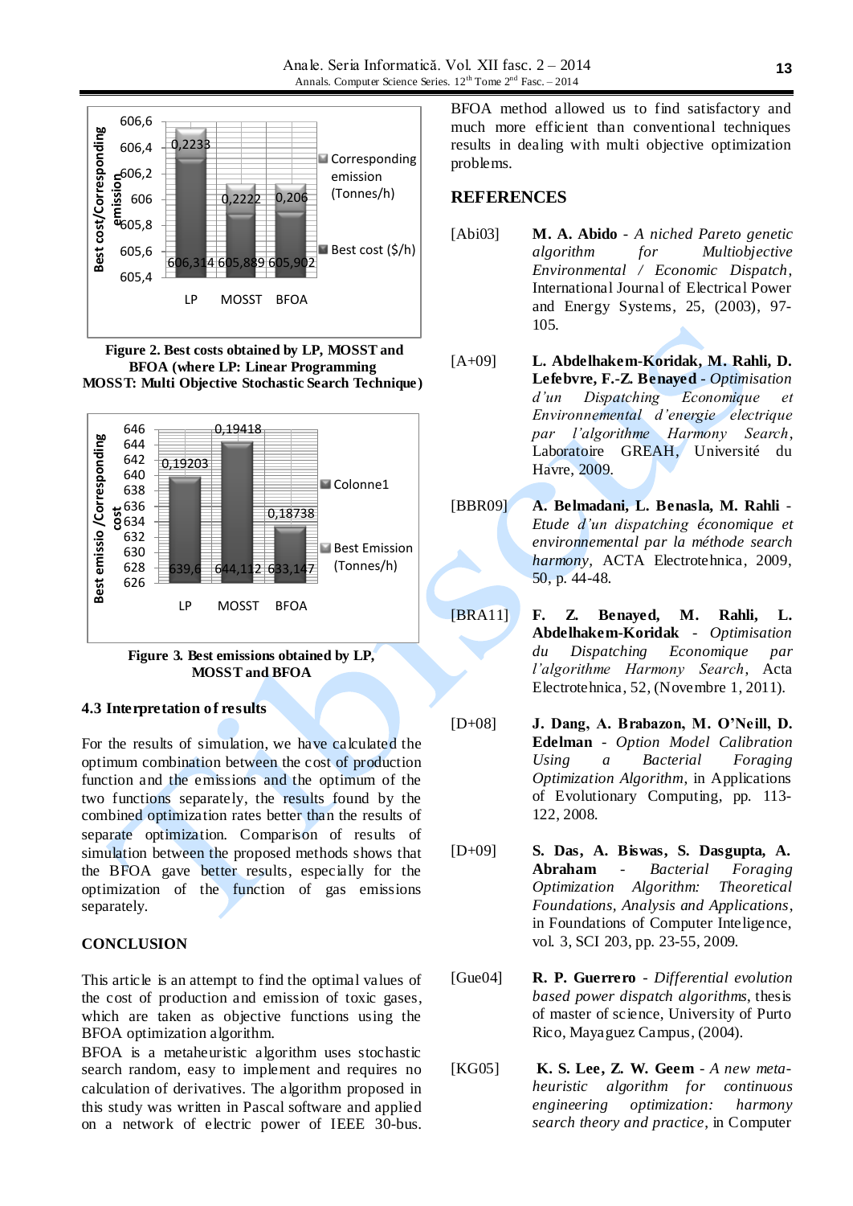**Figure 2. Best costs obtained by LP, MOSST and BFOA (where LP: Linear Programming MOSST: Multi Objective Stochastic Search Technique)**

**Figure 3. Best emissions obtained by LP, MOSST and BFOA**

### 4.3 Interpretation of results

For the results of simulation, we have calculated the optimum combination between the cost of production function and the emissions and the optimum of the two functions separately, the results found by the combined optimization rates better than the results of separate optimization. Comparison of results of simulation between the proposed methods shows that the BFOA gave better results, especially for the optimization of the function of gas emissions separately.

## CONCLUSION

This article is an attempt to find the optimal values of the cost of production and emission of toxic gases, which are taken as objective functions using the BFOA optimization algorithm.

BFOA is a metaheuristic algorithm uses stochastic search random, easy to implement and requires no calculation of derivatives. The algorithm proposed in this study was written in Pascal software and applied on a network of electric power of IEEE 30-bus. BFOA method allowed us to find satisfactory and much more efficient than conventional techniques results in dealing with multi objective optimization problems.

## REFERENCES

[Abi03] **M. A. Abido** - *A niched Pareto genetic algorithm for Multiobjective Environmental / Economic Dispatch*, International Journal of Electrical Power and Energy Systems, 25, (2003), 97-105.

[A+09] **L. Abdelhakem-Koridak, M. Rahli, D. Lefebvre, F.-Z. Benayed** - *Optimisation d'un Dispatching Economique et Environnemental d'energie electrique par l'algorithme Harmony Search*, Laboratoire GREAH, Université du Havre, 2009.

[BBR09] **A. Belmadani, L. Benasla, M. Rahli** - *Etude d'un dispatching économique et environnemental par la méthode search harmony*, ACTA Electrotehnica, 2009, 50, p. 44-48.

[BRA11] **F. Z. Benayed, M. Rahli, L. Abdelhakem-Koridak** - *Optimisation du Dispatching Economique par l'algorithme Harmony Search*, Acta Electrotehnica, 52, (Novembre 1, 2011).

[D+08] **J. Dang, A. Brabazon, M. O'Neill, D. Edelman** - *Option Model Calibration Using a Bacterial Foraging Optimization Algorithm*, in Applications of Evolutionary Computing, pp. 113-122, 2008.

[D+09] **S. Das, A. Biswas, S. Dasgupta, A. Abraham** - *Bacterial Foraging Optimization Algorithm: Theoretical Foundations, Analysis and Applications*, in Foundations of Computer Inteligence, vol. 3, SCI 203, pp. 23-55, 2009.

[Gue04] **R. P. Guerrero** - *Differential evolution based power dispatch algorithms*, thesis of master of science, University of Purto Rico, Mayaguez Campus, (2004).

[KG05] **K. S. Lee, Z. W. Geem** - *A new meta-heuristic algorithm for continuous engineering optimization: harmony search theory and practice*, in Computer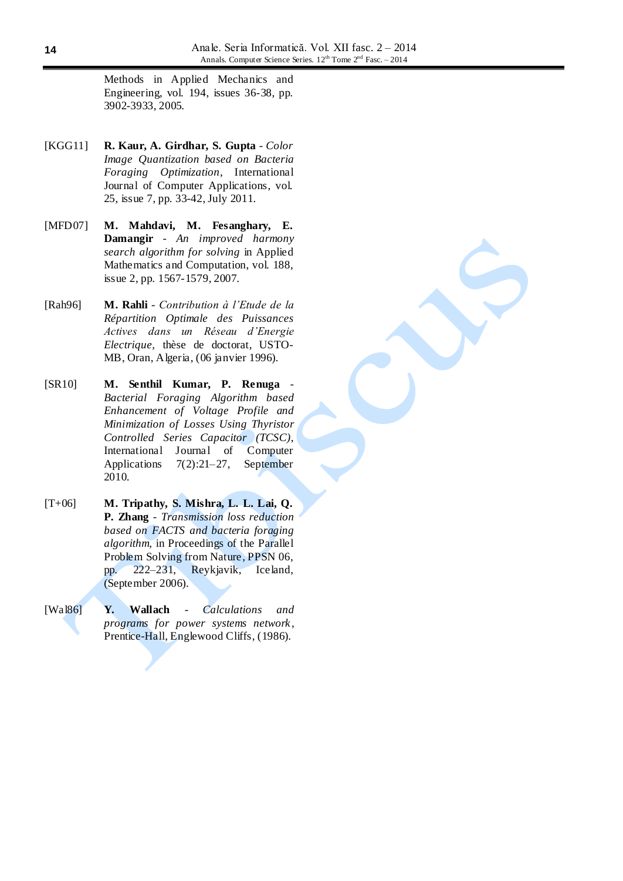Methods in Applied Mechanics and Engineering, vol. 194, issues 36-38, pp. 3902-3933, 2005.

[KGG11] **R. Kaur, A. Girdhar, S. Gupta** - *Color Image Quantization based on Bacteria Foraging Optimization*, International Journal of Computer Applications, vol. 25, issue 7, pp. 33-42, July 2011.

[MFD07] **M. Mahdavi, M. Fesanghary, E. Damangir** - *An improved harmony search algorithm for solving* in Applied Mathematics and Computation, vol. 188, issue 2, pp. 1567-1579, 2007.

[Rah96] **M. Rahli** - *Contribution à l'Etude de la Répartition Optimale des Puissances Actives dans un Réseau d'Energie Electrique,* thèse de doctorat, USTO-MB, Oran, Algeria, (06 janvier 1996).

[SR10] **M. Senthil Kumar, P. Renuga** - *Bacterial Foraging Algorithm based Enhancement of Voltage Profile and Minimization of Losses Using Thyristor Controlled Series Capacitor (TCSC)*, International Journal of Computer Applications 7(2):21–27, September 2010.

[T+06] **M. Tripathy, S. Mishra, L. L. Lai, Q. P. Zhang** - *Transmission loss reduction based on FACTS and bacteria foraging algorithm*, in Proceedings of the Parallel Problem Solving from Nature, PPSN 06, pp. 222–231, Reykjavik, Iceland, (September 2006).

[Wal86] **Y. Wallach** - *Calculations and programs for power systems network*, Prentice-Hall, Englewood Cliffs, (1986).